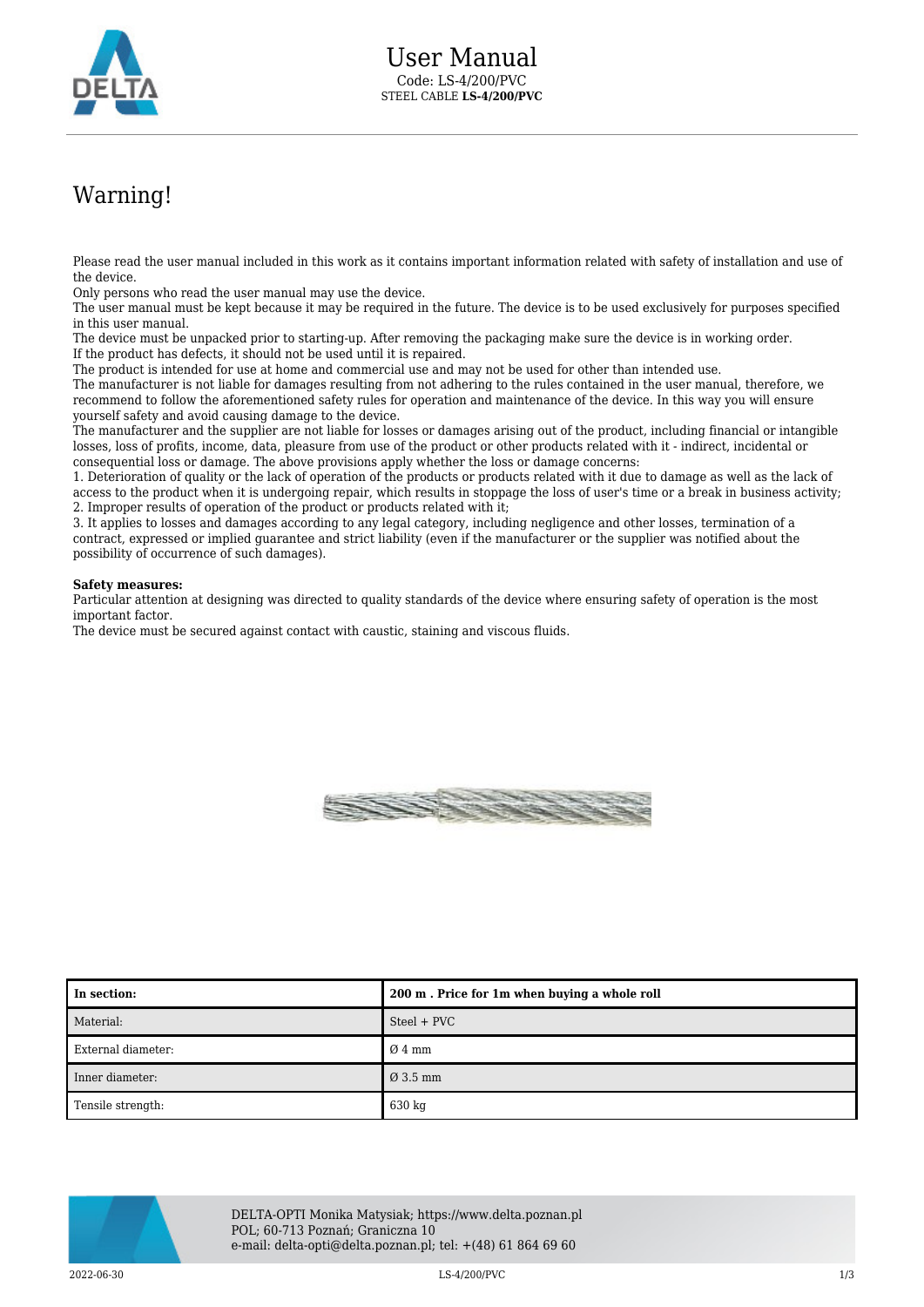# User Manual

Code: LS-4/200/PVC

STEEL CABLE **LS-4/200/PVC**

## Warning!

Please read the user manual included in this work as it contains important information related with safety of installation and use of the device.
Only persons who read the user manual may use the device.
The user manual must be kept because it may be required in the future. The device is to be used exclusively for purposes specified in this user manual.
The device must be unpacked prior to starting-up. After removing the packaging make sure the device is in working order.
If the product has defects, it should not be used until it is repaired.
The product is intended for use at home and commercial use and may not be used for other than intended use.
The manufacturer is not liable for damages resulting from not adhering to the rules contained in the user manual, therefore, we recommend to follow the aforementioned safety rules for operation and maintenance of the device. In this way you will ensure yourself safety and avoid causing damage to the device.
The manufacturer and the supplier are not liable for losses or damages arising out of the product, including financial or intangible losses, loss of profits, income, data, pleasure from use of the product or other products related with it - indirect, incidental or consequential loss or damage. The above provisions apply whether the loss or damage concerns:
1. Deterioration of quality or the lack of operation of the products or products related with it due to damage as well as the lack of access to the product when it is undergoing repair, which results in stoppage the loss of user's time or a break in business activity;
2. Improper results of operation of the product or products related with it;
3. It applies to losses and damages according to any legal category, including negligence and other losses, termination of a contract, expressed or implied guarantee and strict liability (even if the manufacturer or the supplier was notified about the possibility of occurrence of such damages).

**Safety measures:**
Particular attention at designing was directed to quality standards of the device where ensuring safety of operation is the most important factor.
The device must be secured against contact with caustic, staining and viscous fluids.

| **In section:** | **200 m . Price for 1m when buying a whole roll** |
|---|---|
| Material: | Steel + PVC |
| External diameter: | Ø 4 mm |
| Inner diameter: | Ø 3.5 mm |
| Tensile strength: | 630 kg |

DELTA-OPTI Monika Matysiak; https://www.delta.poznan.pl
POL; 60-713 Poznań; Graniczna 10
e-mail: delta-opti@delta.poznan.pl; tel: +(48) 61 864 69 60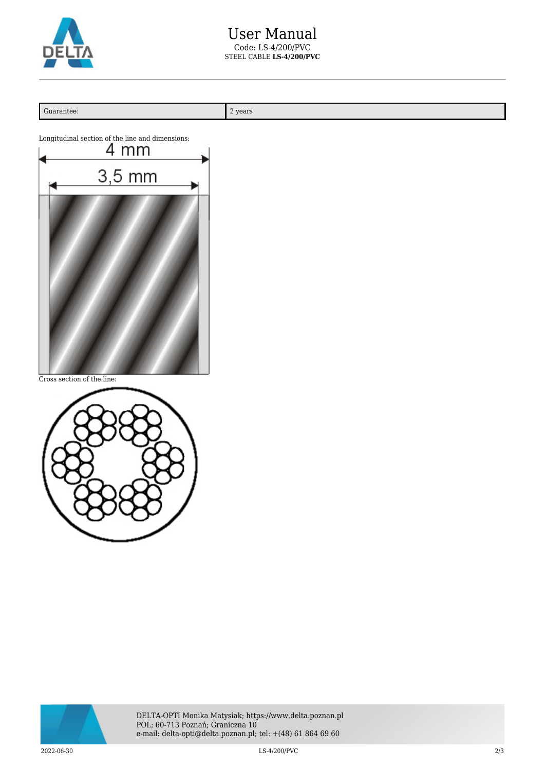| Guarantee: | 2 years |
| --- | --- |

Longitudinal section of the line and dimensions:

4 mm

3,5 mm

Cross section of the line: